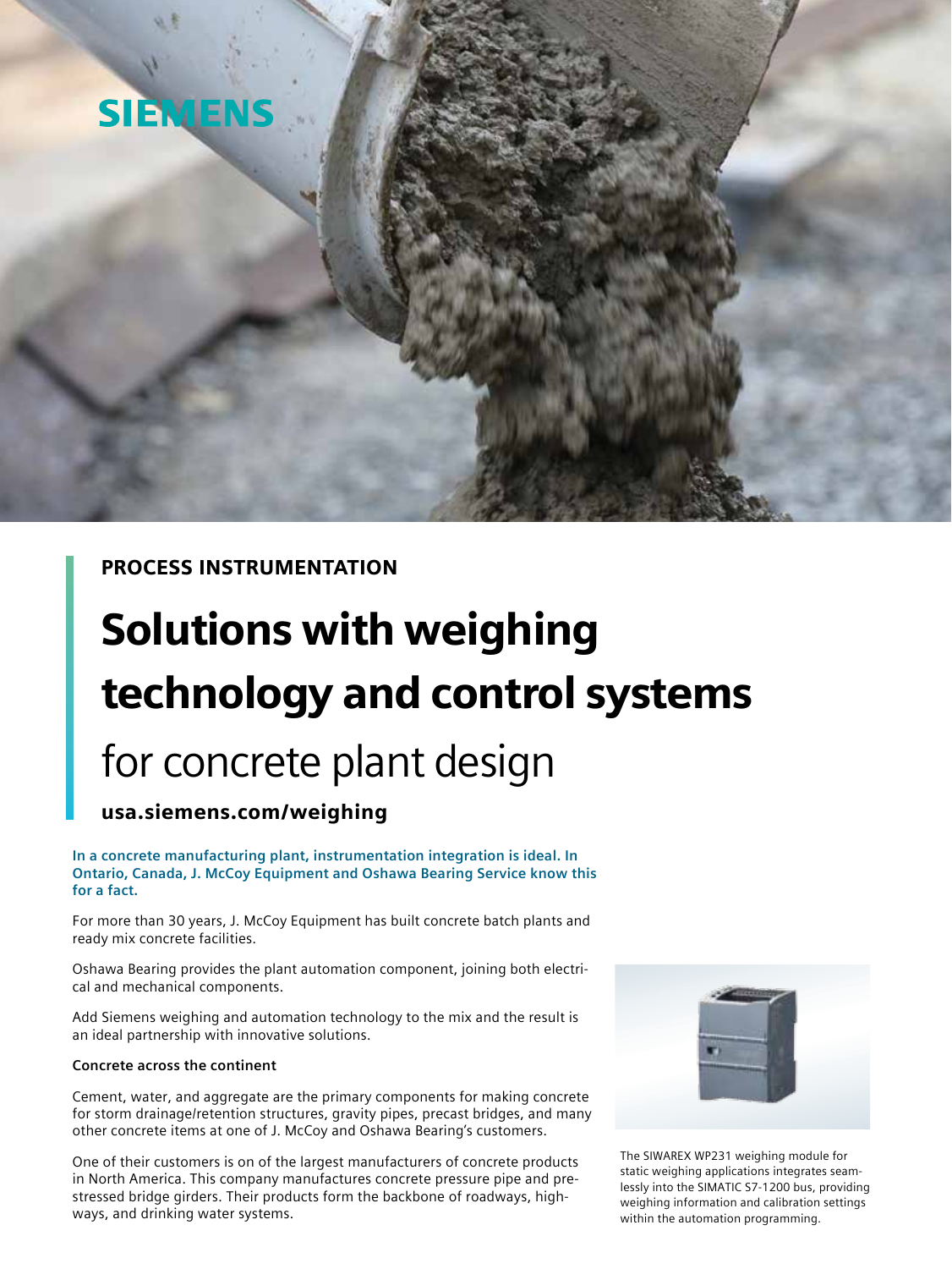SIEMENS

PROCESS INSTRUMENTATION

# Solutions with weighing technology and control systems

## for concrete plant design

**usa.siemens.com/weighing**

**In a concrete manufacturing plant, instrumentation integration is ideal. In Ontario, Canada, J. McCoy Equipment and Oshawa Bearing Service know this for a fact.**

For more than 30 years, J. McCoy Equipment has built concrete batch plants and ready mix concrete facilities.

Oshawa Bearing provides the plant automation component, joining both electrical and mechanical components.

Add Siemens weighing and automation technology to the mix and the result is an ideal partnership with innovative solutions.

**Concrete across the continent**

Cement, water, and aggregate are the primary components for making concrete for storm drainage/retention structures, gravity pipes, precast bridges, and many other concrete items at one of J. McCoy and Oshawa Bearing's customers.

One of their customers is on of the largest manufacturers of concrete products in North America. This company manufactures concrete pressure pipe and prestressed bridge girders. Their products form the backbone of roadways, highways, and drinking water systems.

The SIWAREX WP231 weighing module for static weighing applications integrates seamlessly into the SIMATIC S7-1200 bus, providing weighing information and calibration settings within the automation programming.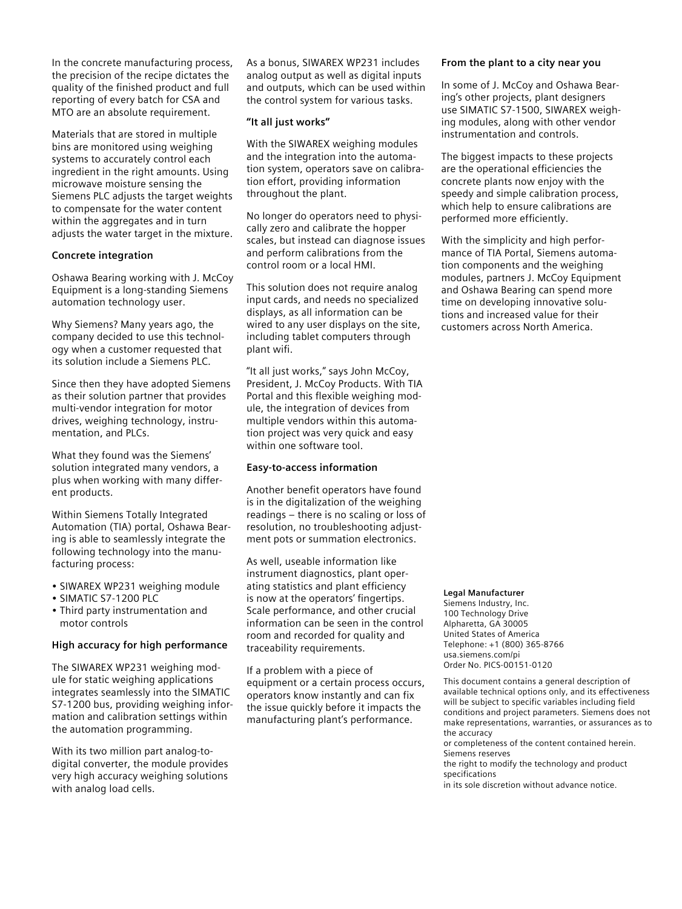In the concrete manufacturing process, the precision of the recipe dictates the quality of the finished product and full reporting of every batch for CSA and MTO are an absolute requirement.

Materials that are stored in multiple bins are monitored using weighing systems to accurately control each ingredient in the right amounts. Using microwave moisture sensing the Siemens PLC adjusts the target weights to compensate for the water content within the aggregates and in turn adjusts the water target in the mixture.

### Concrete integration

Oshawa Bearing working with J. McCoy Equipment is a long-standing Siemens automation technology user.

Why Siemens? Many years ago, the company decided to use this technology when a customer requested that its solution include a Siemens PLC.

Since then they have adopted Siemens as their solution partner that provides multi-vendor integration for motor drives, weighing technology, instrumentation, and PLCs.

What they found was the Siemens' solution integrated many vendors, a plus when working with many different products.

Within Siemens Totally Integrated Automation (TIA) portal, Oshawa Bearing is able to seamlessly integrate the following technology into the manufacturing process:

- SIWAREX WP231 weighing module
- SIMATIC S7-1200 PLC
- Third party instrumentation and motor controls

### High accuracy for high performance

The SIWAREX WP231 weighing module for static weighing applications integrates seamlessly into the SIMATIC S7-1200 bus, providing weighing information and calibration settings within the automation programming.

With its two million part analog-to-digital converter, the module provides very high accuracy weighing solutions with analog load cells.

As a bonus, SIWAREX WP231 includes analog output as well as digital inputs and outputs, which can be used within the control system for various tasks.

### "It all just works"

With the SIWAREX weighing modules and the integration into the automation system, operators save on calibration effort, providing information throughout the plant.

No longer do operators need to physically zero and calibrate the hopper scales, but instead can diagnose issues and perform calibrations from the control room or a local HMI.

This solution does not require analog input cards, and needs no specialized displays, as all information can be wired to any user displays on the site, including tablet computers through plant wifi.

"It all just works," says John McCoy, President, J. McCoy Products. With TIA Portal and this flexible weighing module, the integration of devices from multiple vendors within this automation project was very quick and easy within one software tool.

### Easy-to-access information

Another benefit operators have found is in the digitalization of the weighing readings – there is no scaling or loss of resolution, no troubleshooting adjustment pots or summation electronics.

As well, useable information like instrument diagnostics, plant operating statistics and plant efficiency is now at the operators' fingertips. Scale performance, and other crucial information can be seen in the control room and recorded for quality and traceability requirements.

If a problem with a piece of equipment or a certain process occurs, operators know instantly and can fix the issue quickly before it impacts the manufacturing plant's performance.

### From the plant to a city near you

In some of J. McCoy and Oshawa Bearing's other projects, plant designers use SIMATIC S7-1500, SIWAREX weighing modules, along with other vendor instrumentation and controls.

The biggest impacts to these projects are the operational efficiencies the concrete plants now enjoy with the speedy and simple calibration process, which help to ensure calibrations are performed more efficiently.

With the simplicity and high performance of TIA Portal, Siemens automation components and the weighing modules, partners J. McCoy Equipment and Oshawa Bearing can spend more time on developing innovative solutions and increased value for their customers across North America.

**Legal Manufacturer**
Siemens Industry, Inc.
100 Technology Drive
Alpharetta, GA 30005
United States of America
Telephone: +1 (800) 365-8766
usa.siemens.com/pi
Order No. PICS-00151-0120

This document contains a general description of available technical options only, and its effectiveness will be subject to specific variables including field conditions and project parameters. Siemens does not make representations, warranties, or assurances as to the accuracy
or completeness of the content contained herein. Siemens reserves
the right to modify the technology and product specifications
in its sole discretion without advance notice.